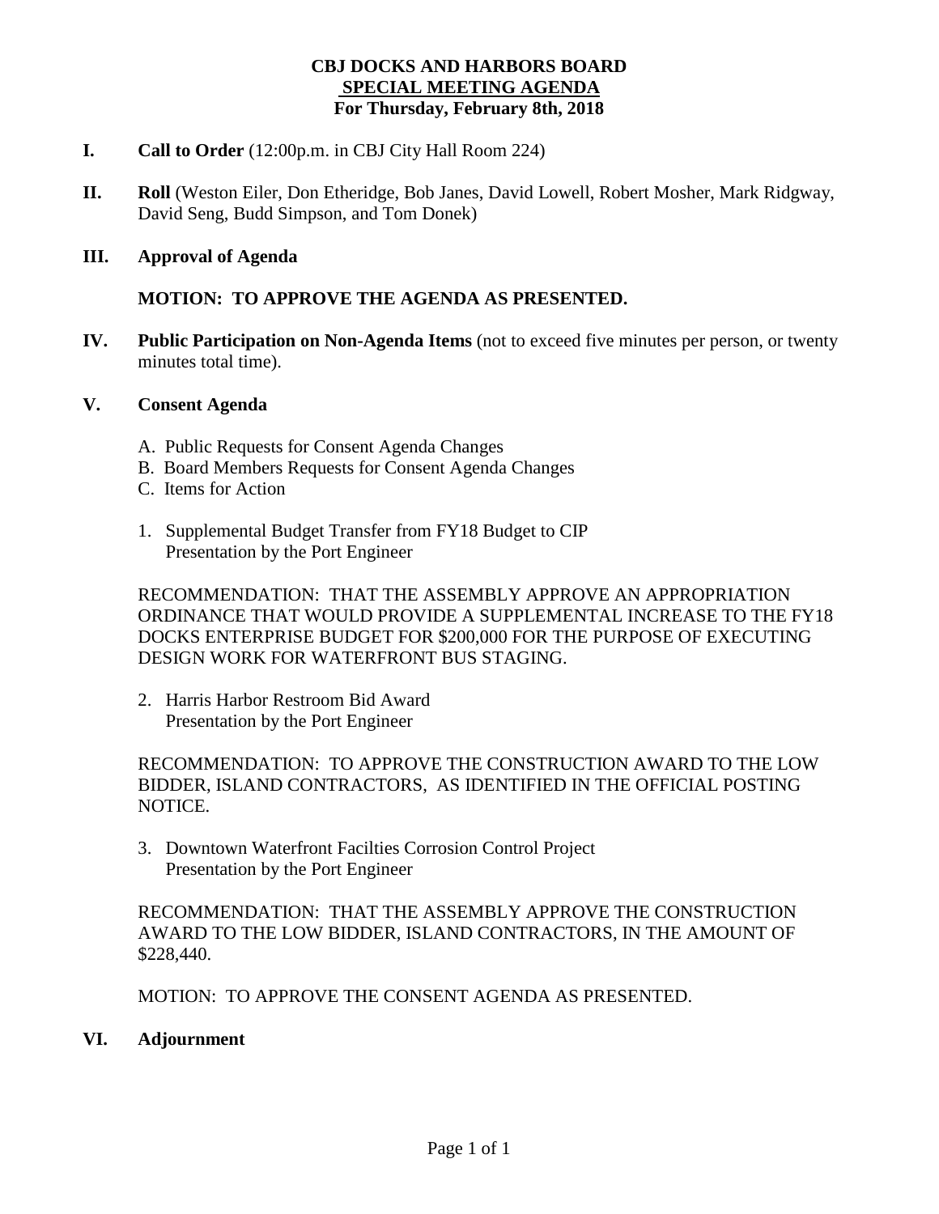**CBJ DOCKS AND HARBORS BOARD**
**SPECIAL MEETING AGENDA**
**For Thursday, February 8th, 2018**

**I. Call to Order** (12:00p.m. in CBJ City Hall Room 224)

**II. Roll** (Weston Eiler, Don Etheridge, Bob Janes, David Lowell, Robert Mosher, Mark Ridgway, David Seng, Budd Simpson, and Tom Donek)

**III. Approval of Agenda**

**MOTION: TO APPROVE THE AGENDA AS PRESENTED.**

**IV. Public Participation on Non-Agenda Items** (not to exceed five minutes per person, or twenty minutes total time).

**V. Consent Agenda**

A. Public Requests for Consent Agenda Changes
B. Board Members Requests for Consent Agenda Changes
C. Items for Action

1. Supplemental Budget Transfer from FY18 Budget to CIP
   Presentation by the Port Engineer

RECOMMENDATION: THAT THE ASSEMBLY APPROVE AN APPROPRIATION ORDINANCE THAT WOULD PROVIDE A SUPPLEMENTAL INCREASE TO THE FY18 DOCKS ENTERPRISE BUDGET FOR $200,000 FOR THE PURPOSE OF EXECUTING DESIGN WORK FOR WATERFRONT BUS STAGING.

2. Harris Harbor Restroom Bid Award
   Presentation by the Port Engineer

RECOMMENDATION: TO APPROVE THE CONSTRUCTION AWARD TO THE LOW BIDDER, ISLAND CONTRACTORS, AS IDENTIFIED IN THE OFFICIAL POSTING NOTICE.

3. Downtown Waterfront Facilties Corrosion Control Project
   Presentation by the Port Engineer

RECOMMENDATION: THAT THE ASSEMBLY APPROVE THE CONSTRUCTION AWARD TO THE LOW BIDDER, ISLAND CONTRACTORS, IN THE AMOUNT OF $228,440.

MOTION: TO APPROVE THE CONSENT AGENDA AS PRESENTED.

**VI. Adjournment**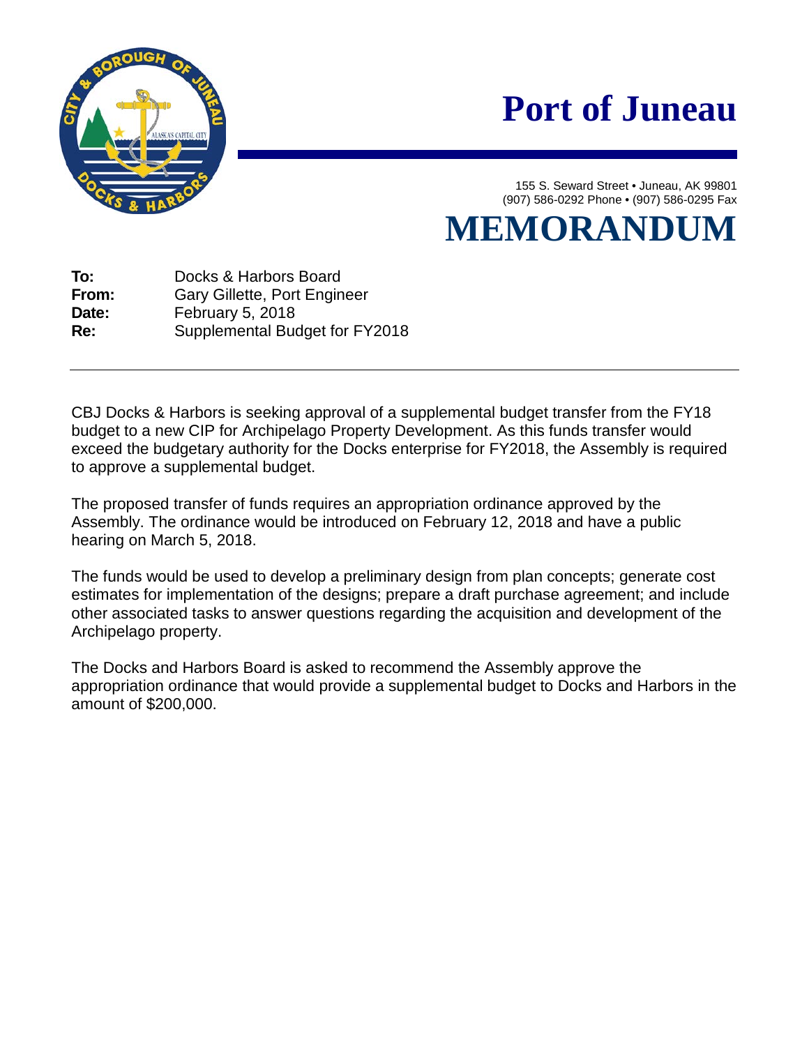# Port of Juneau

155 S. Seward Street • Juneau, AK 99801
(907) 586-0292 Phone • (907) 586-0295 Fax

# MEMORANDUM

**To:** Docks & Harbors Board
**From:** Gary Gillette, Port Engineer
**Date:** February 5, 2018
**Re:** Supplemental Budget for FY2018

---

CBJ Docks & Harbors is seeking approval of a supplemental budget transfer from the FY18 budget to a new CIP for Archipelago Property Development. As this funds transfer would exceed the budgetary authority for the Docks enterprise for FY2018, the Assembly is required to approve a supplemental budget.

The proposed transfer of funds requires an appropriation ordinance approved by the Assembly. The ordinance would be introduced on February 12, 2018 and have a public hearing on March 5, 2018.

The funds would be used to develop a preliminary design from plan concepts; generate cost estimates for implementation of the designs; prepare a draft purchase agreement; and include other associated tasks to answer questions regarding the acquisition and development of the Archipelago property.

The Docks and Harbors Board is asked to recommend the Assembly approve the appropriation ordinance that would provide a supplemental budget to Docks and Harbors in the amount of $200,000.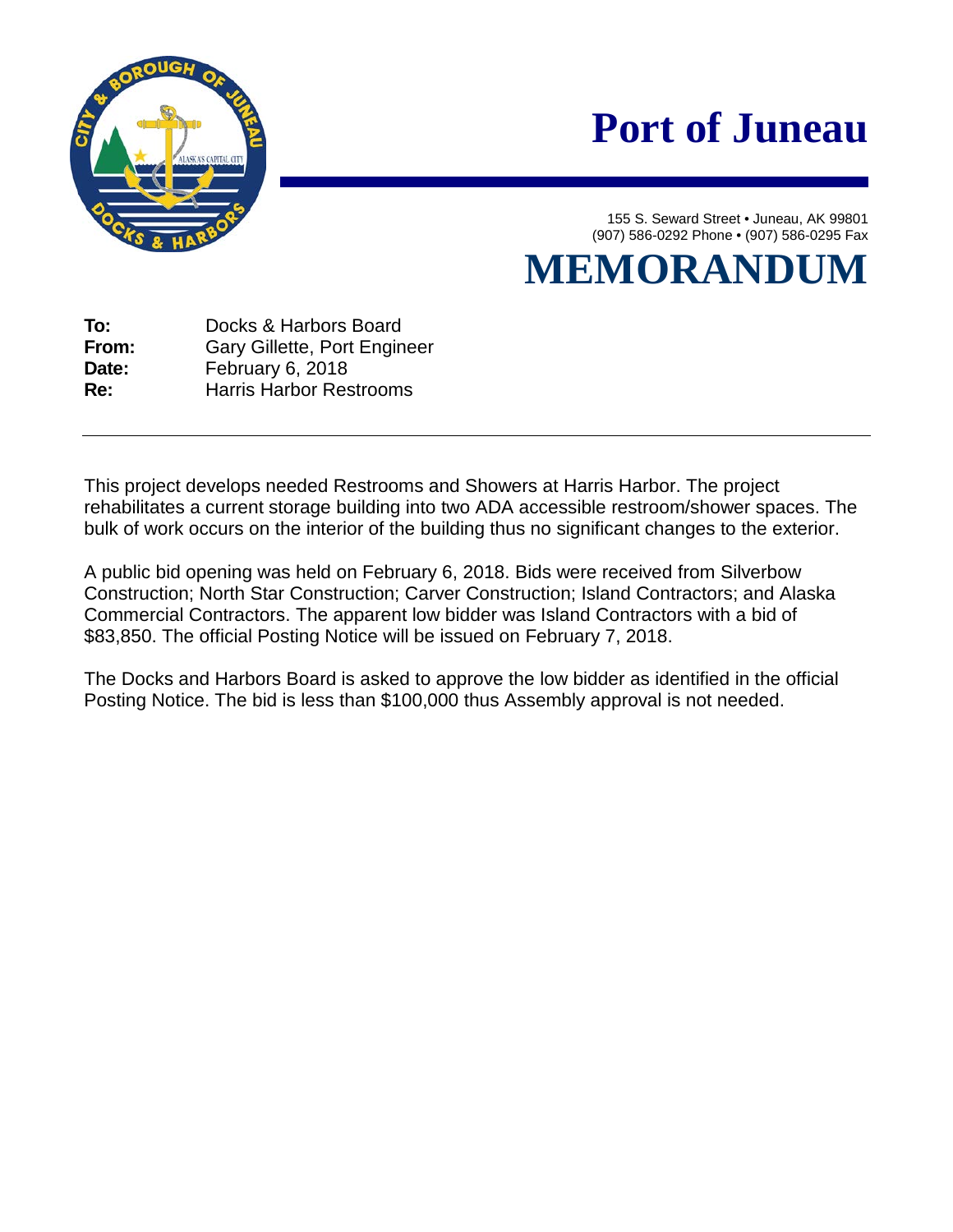# Port of Juneau

155 S. Seward Street • Juneau, AK 99801
(907) 586-0292 Phone • (907) 586-0295 Fax

# MEMORANDUM

**To:** Docks & Harbors Board
**From:** Gary Gillette, Port Engineer
**Date:** February 6, 2018
**Re:** Harris Harbor Restrooms

---

This project develops needed Restrooms and Showers at Harris Harbor. The project rehabilitates a current storage building into two ADA accessible restroom/shower spaces. The bulk of work occurs on the interior of the building thus no significant changes to the exterior.

A public bid opening was held on February 6, 2018. Bids were received from Silverbow Construction; North Star Construction; Carver Construction; Island Contractors; and Alaska Commercial Contractors. The apparent low bidder was Island Contractors with a bid of $83,850. The official Posting Notice will be issued on February 7, 2018.

The Docks and Harbors Board is asked to approve the low bidder as identified in the official Posting Notice. The bid is less than $100,000 thus Assembly approval is not needed.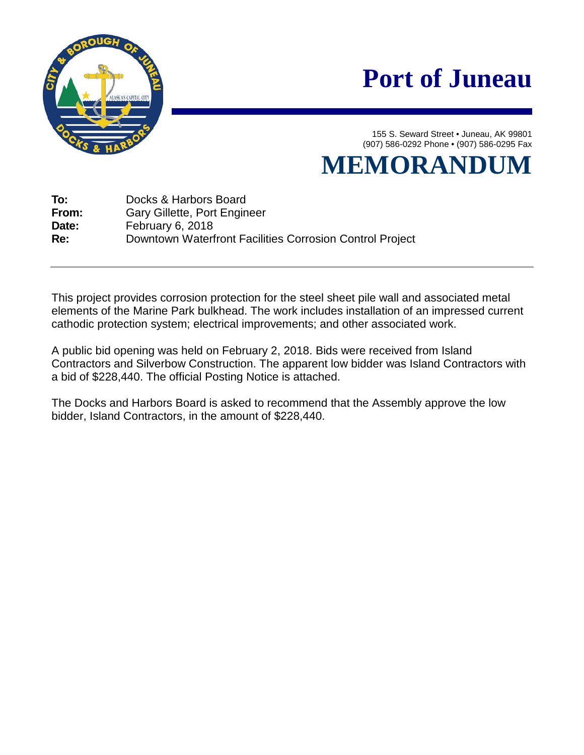# Port of Juneau

155 S. Seward Street • Juneau, AK 99801
(907) 586-0292 Phone • (907) 586-0295 Fax

# MEMORANDUM

**To:** Docks & Harbors Board
**From:** Gary Gillette, Port Engineer
**Date:** February 6, 2018
**Re:** Downtown Waterfront Facilities Corrosion Control Project

---

This project provides corrosion protection for the steel sheet pile wall and associated metal elements of the Marine Park bulkhead. The work includes installation of an impressed current cathodic protection system; electrical improvements; and other associated work.

A public bid opening was held on February 2, 2018. Bids were received from Island Contractors and Silverbow Construction. The apparent low bidder was Island Contractors with a bid of $228,440. The official Posting Notice is attached.

The Docks and Harbors Board is asked to recommend that the Assembly approve the low bidder, Island Contractors, in the amount of $228,440.